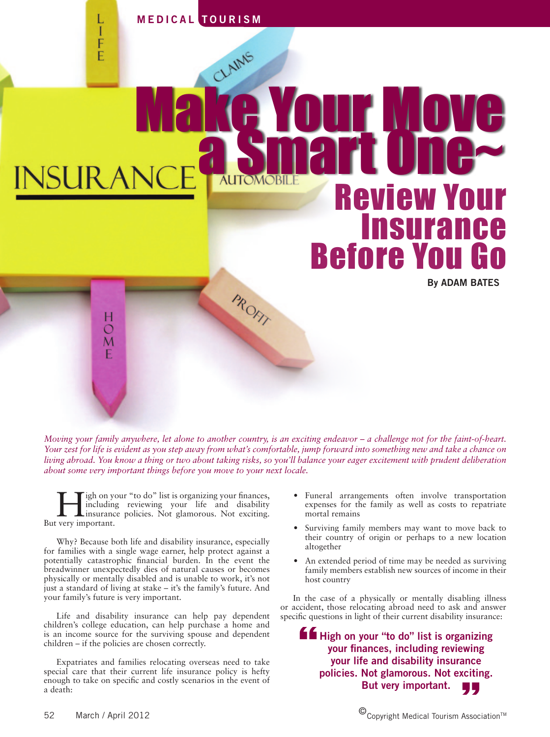# Make Your Move a Smart One~

## Review Your Insurance Before You Go

**By ADAM BATES**

*Moving your family anywhere, let alone to another country, is an exciting endeavor – a challenge not for the faint-of-heart. Your zest for life is evident as you step away from what's comfortable, jump forward into something new and take a chance on living abroad. You know a thing or two about taking risks, so you'll balance your eager excitement with prudent deliberation about some very important things before you move to your next locale.*

High on your "to do" list is organizing your finances, including reviewing your life and disability insurance policies. Not glamorous. Not exciting. But very important.

Why? Because both life and disability insurance, especially for families with a single wage earner, help protect against a potentially catastrophic financial burden. In the event the breadwinner unexpectedly dies of natural causes or becomes physically or mentally disabled and is unable to work, it's not just a standard of living at stake – it's the family's future. And your family's future is very important.

Life and disability insurance can help pay dependent children's college education, can help purchase a home and is an income source for the surviving spouse and dependent children – if the policies are chosen correctly.

Expatriates and families relocating overseas need to take special care that their current life insurance policy is hefty enough to take on specific and costly scenarios in the event of a death:

- Funeral arrangements often involve transportation expenses for the family as well as costs to repatriate mortal remains
- Surviving family members may want to move back to their country of origin or perhaps to a new location altogether
- An extended period of time may be needed as surviving family members establish new sources of income in their host country

In the case of a physically or mentally disabling illness or accident, those relocating abroad need to ask and answer specific questions in light of their current disability insurance:

> **"High on your "to do" list is organizing your finances, including reviewing your life and disability insurance policies. Not glamorous. Not exciting. But very important."**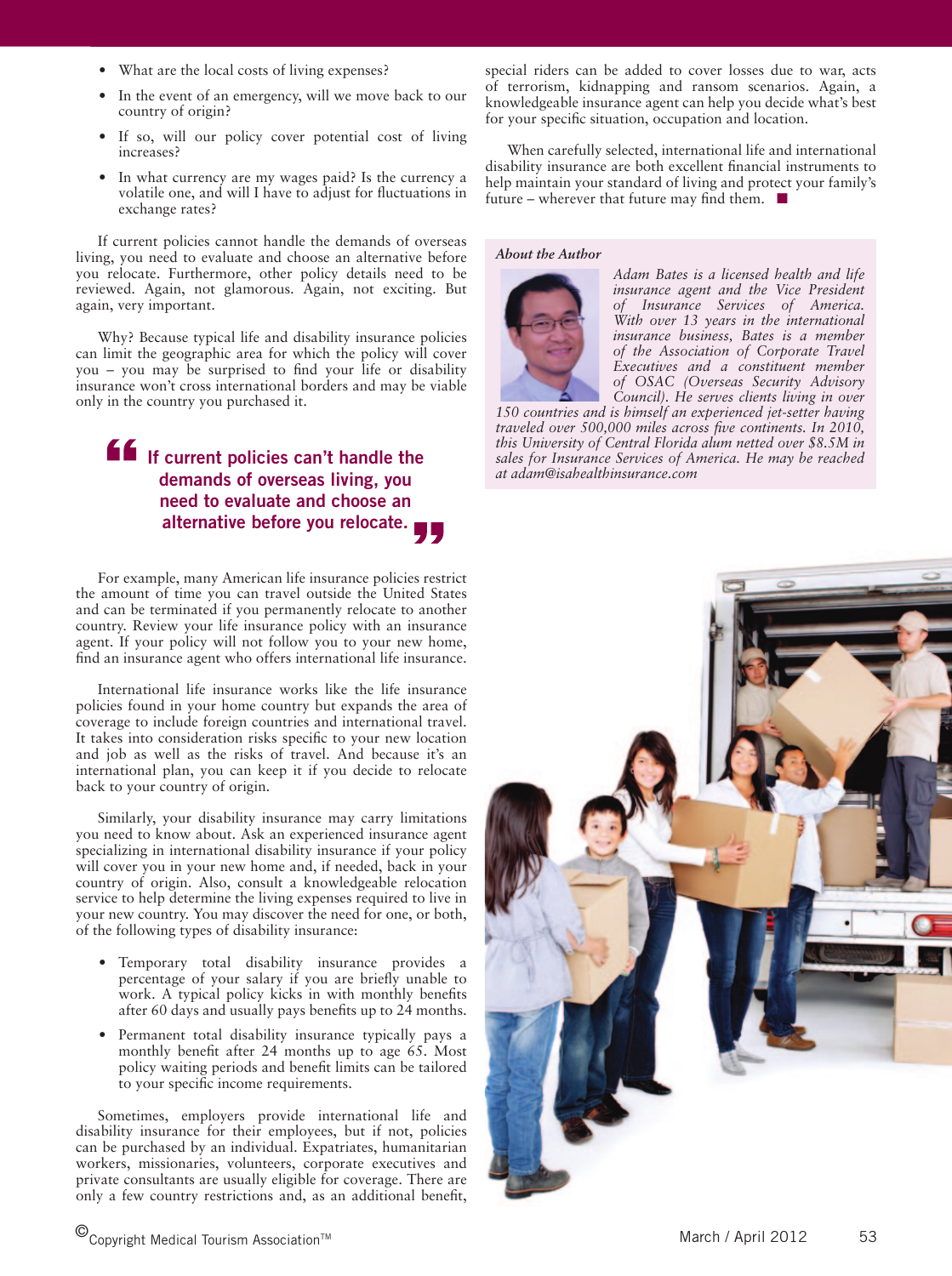- What are the local costs of living expenses?
- In the event of an emergency, will we move back to our country of origin?
- If so, will our policy cover potential cost of living increases?
- In what currency are my wages paid? Is the currency a volatile one, and will I have to adjust for fluctuations in exchange rates?

If current policies cannot handle the demands of overseas living, you need to evaluate and choose an alternative before you relocate. Furthermore, other policy details need to be reviewed. Again, not glamorous. Again, not exciting. But again, very important.

Why? Because typical life and disability insurance policies can limit the geographic area for which the policy will cover you – you may be surprised to find your life or disability insurance won't cross international borders and may be viable only in the country you purchased it.

> **"If current policies can't handle the demands of overseas living, you need to evaluate and choose an alternative before you relocate."**

For example, many American life insurance policies restrict the amount of time you can travel outside the United States and can be terminated if you permanently relocate to another country. Review your life insurance policy with an insurance agent. If your policy will not follow you to your new home, find an insurance agent who offers international life insurance.

International life insurance works like the life insurance policies found in your home country but expands the area of coverage to include foreign countries and international travel. It takes into consideration risks specific to your new location and job as well as the risks of travel. And because it's an international plan, you can keep it if you decide to relocate back to your country of origin.

Similarly, your disability insurance may carry limitations you need to know about. Ask an experienced insurance agent specializing in international disability insurance if your policy will cover you in your new home and, if needed, back in your country of origin. Also, consult a knowledgeable relocation service to help determine the living expenses required to live in your new country. You may discover the need for one, or both, of the following types of disability insurance:

- Temporary total disability insurance provides a percentage of your salary if you are briefly unable to work. A typical policy kicks in with monthly benefits after 60 days and usually pays benefits up to 24 months.
- Permanent total disability insurance typically pays a monthly benefit after 24 months up to age 65. Most policy waiting periods and benefit limits can be tailored to your specific income requirements.

Sometimes, employers provide international life and disability insurance for their employees, but if not, policies can be purchased by an individual. Expatriates, humanitarian workers, missionaries, volunteers, corporate executives and private consultants are usually eligible for coverage. There are only a few country restrictions and, as an additional benefit, special riders can be added to cover losses due to war, acts of terrorism, kidnapping and ransom scenarios. Again, a knowledgeable insurance agent can help you decide what's best for your specific situation, occupation and location.

When carefully selected, international life and international disability insurance are both excellent financial instruments to help maintain your standard of living and protect your family's future – wherever that future may find them. ■

***About the Author***

*Adam Bates is a licensed health and life insurance agent and the Vice President of Insurance Services of America. With over 13 years in the international insurance business, Bates is a member of the Association of Corporate Travel Executives and a constituent member of OSAC (Overseas Security Advisory Council). He serves clients living in over 150 countries and is himself an experienced jet-setter having traveled over 500,000 miles across five continents. In 2010, this University of Central Florida alum netted over $8.5M in sales for Insurance Services of America. He may be reached at adam@isahealthinsurance.com*

©Copyright Medical Tourism Association™